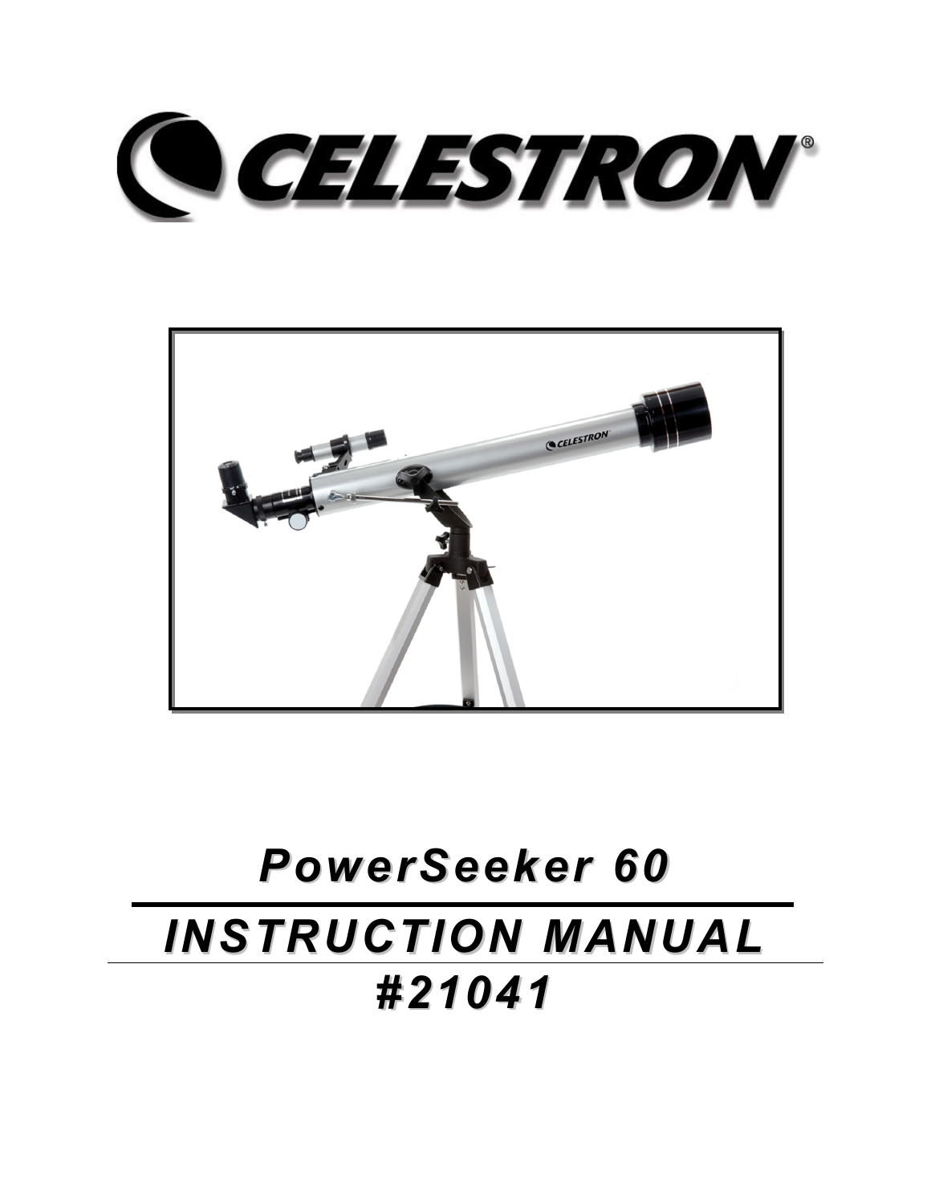# CELESTRON

# PowerSeeker 60

## INSTRUCTION MANUAL

## #21041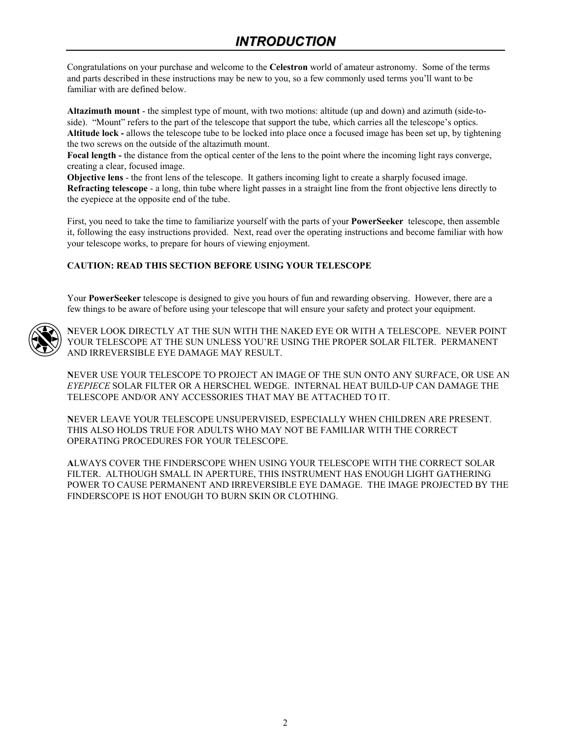# INTRODUCTION

Congratulations on your purchase and welcome to the **Celestron** world of amateur astronomy. Some of the terms and parts described in these instructions may be new to you, so a few commonly used terms you'll want to be familiar with are defined below.

**Altazimuth mount** - the simplest type of mount, with two motions: altitude (up and down) and azimuth (side-to-side). "Mount" refers to the part of the telescope that support the tube, which carries all the telescope's optics.
**Altitude lock -** allows the telescope tube to be locked into place once a focused image has been set up, by tightening the two screws on the outside of the altazimuth mount.
**Focal length -** the distance from the optical center of the lens to the point where the incoming light rays converge, creating a clear, focused image.
**Objective lens** - the front lens of the telescope. It gathers incoming light to create a sharply focused image.
**Refracting telescope** - a long, thin tube where light passes in a straight line from the front objective lens directly to the eyepiece at the opposite end of the tube.

First, you need to take the time to familiarize yourself with the parts of your **PowerSeeker** telescope, then assemble it, following the easy instructions provided. Next, read over the operating instructions and become familiar with how your telescope works, to prepare for hours of viewing enjoyment.

**CAUTION: READ THIS SECTION BEFORE USING YOUR TELESCOPE**

Your **PowerSeeker** telescope is designed to give you hours of fun and rewarding observing. However, there are a few things to be aware of before using your telescope that will ensure your safety and protect your equipment.

**N**EVER LOOK DIRECTLY AT THE SUN WITH THE NAKED EYE OR WITH A TELESCOPE. NEVER POINT YOUR TELESCOPE AT THE SUN UNLESS YOU'RE USING THE PROPER SOLAR FILTER. PERMANENT AND IRREVERSIBLE EYE DAMAGE MAY RESULT.

**N**EVER USE YOUR TELESCOPE TO PROJECT AN IMAGE OF THE SUN ONTO ANY SURFACE, OR USE AN *EYEPIECE* SOLAR FILTER OR A HERSCHEL WEDGE. INTERNAL HEAT BUILD-UP CAN DAMAGE THE TELESCOPE AND/OR ANY ACCESSORIES THAT MAY BE ATTACHED TO IT.

**N**EVER LEAVE YOUR TELESCOPE UNSUPERVISED, ESPECIALLY WHEN CHILDREN ARE PRESENT. THIS ALSO HOLDS TRUE FOR ADULTS WHO MAY NOT BE FAMILIAR WITH THE CORRECT OPERATING PROCEDURES FOR YOUR TELESCOPE.

**A**LWAYS COVER THE FINDERSCOPE WHEN USING YOUR TELESCOPE WITH THE CORRECT SOLAR FILTER. ALTHOUGH SMALL IN APERTURE, THIS INSTRUMENT HAS ENOUGH LIGHT GATHERING POWER TO CAUSE PERMANENT AND IRREVERSIBLE EYE DAMAGE. THE IMAGE PROJECTED BY THE FINDERSCOPE IS HOT ENOUGH TO BURN SKIN OR CLOTHING.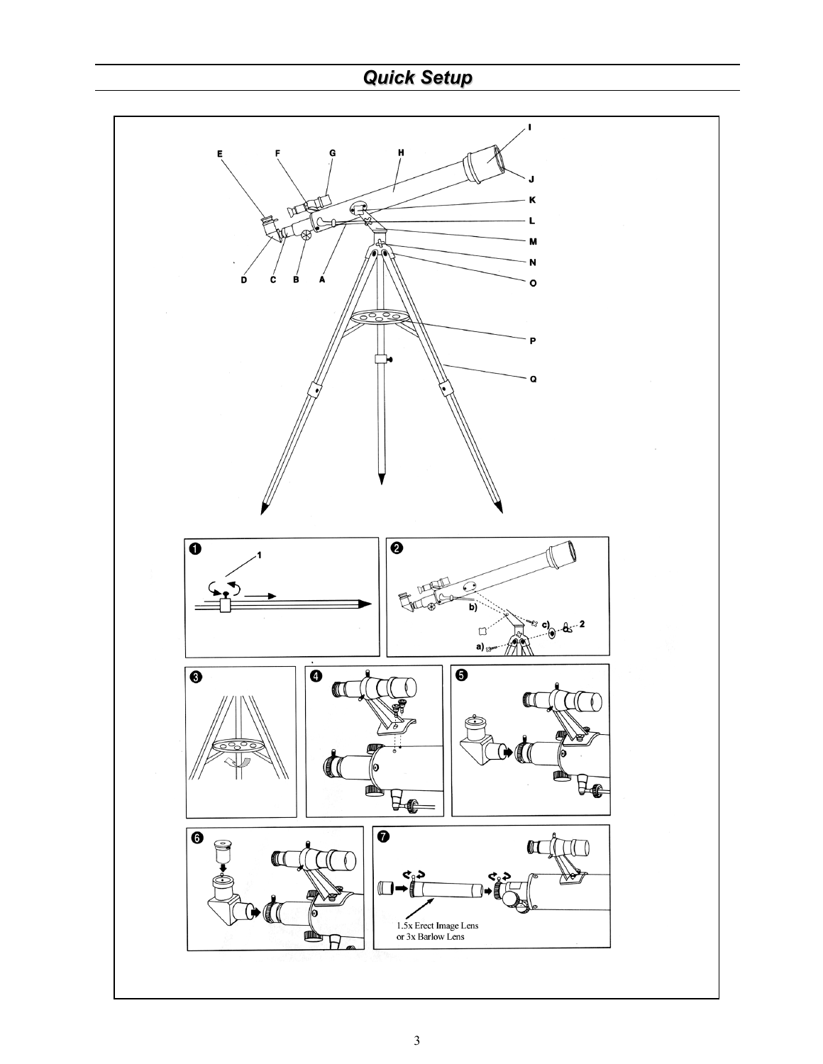# Quick Setup

E F G H I J K L M N O P Q D C B A

❶ 1

❷ b) c) 2 a)

❸

❹

❺

❻

❼ 1.5x Erect Image Lens or 3x Barlow Lens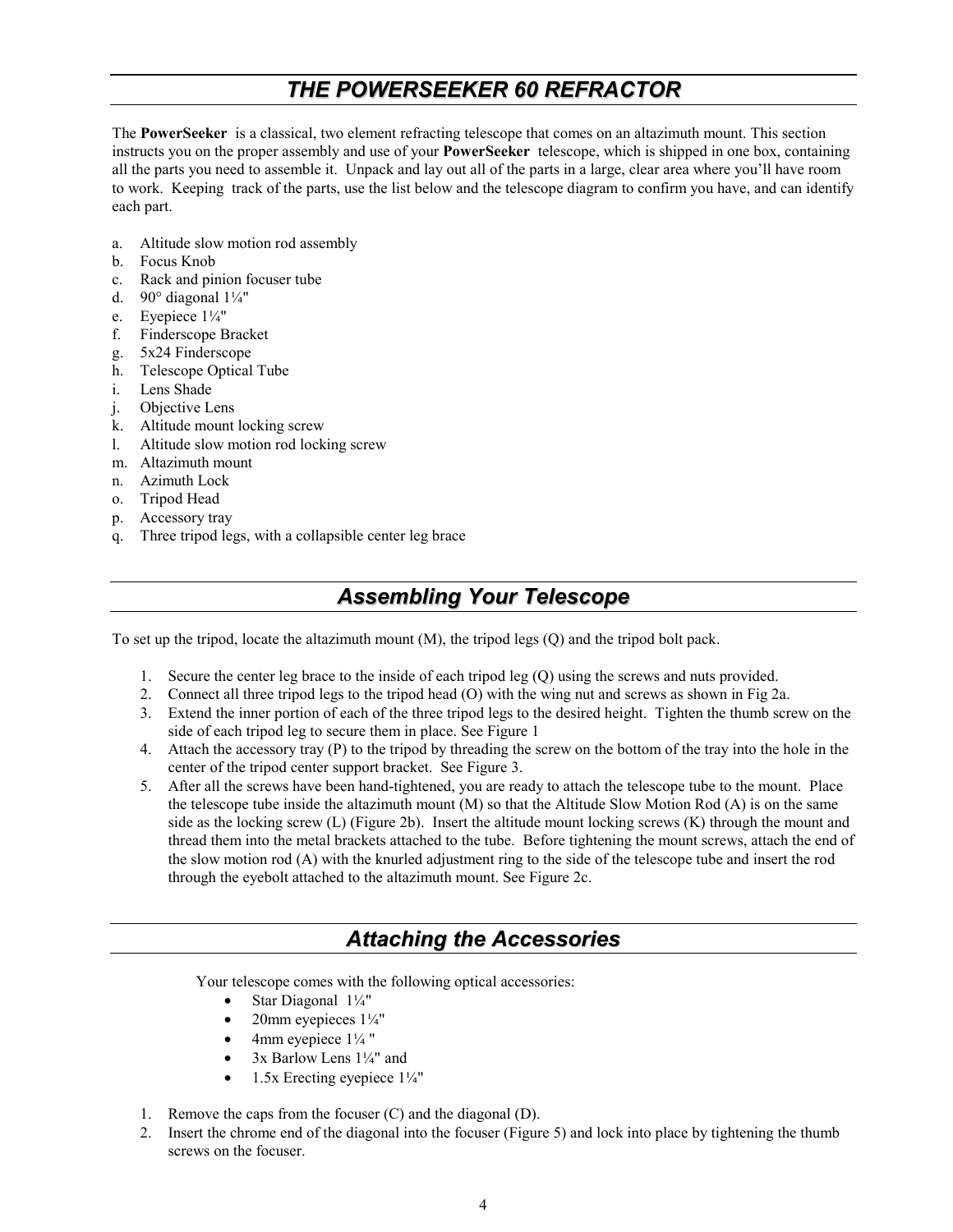# THE POWERSEEKER 60 REFRACTOR

The **PowerSeeker** is a classical, two element refracting telescope that comes on an altazimuth mount. This section instructs you on the proper assembly and use of your **PowerSeeker** telescope, which is shipped in one box, containing all the parts you need to assemble it. Unpack and lay out all of the parts in a large, clear area where you'll have room to work. Keeping track of the parts, use the list below and the telescope diagram to confirm you have, and can identify each part.

a. Altitude slow motion rod assembly
b. Focus Knob
c. Rack and pinion focuser tube
d. 90° diagonal 1¼"
e. Eyepiece 1¼"
f. Finderscope Bracket
g. 5x24 Finderscope
h. Telescope Optical Tube
i. Lens Shade
j. Objective Lens
k. Altitude mount locking screw
l. Altitude slow motion rod locking screw
m. Altazimuth mount
n. Azimuth Lock
o. Tripod Head
p. Accessory tray
q. Three tripod legs, with a collapsible center leg brace

## Assembling Your Telescope

To set up the tripod, locate the altazimuth mount (M), the tripod legs (Q) and the tripod bolt pack.

1. Secure the center leg brace to the inside of each tripod leg (Q) using the screws and nuts provided.
2. Connect all three tripod legs to the tripod head (O) with the wing nut and screws as shown in Fig 2a.
3. Extend the inner portion of each of the three tripod legs to the desired height. Tighten the thumb screw on the side of each tripod leg to secure them in place. See Figure 1
4. Attach the accessory tray (P) to the tripod by threading the screw on the bottom of the tray into the hole in the center of the tripod center support bracket. See Figure 3.
5. After all the screws have been hand-tightened, you are ready to attach the telescope tube to the mount. Place the telescope tube inside the altazimuth mount (M) so that the Altitude Slow Motion Rod (A) is on the same side as the locking screw (L) (Figure 2b). Insert the altitude mount locking screws (K) through the mount and thread them into the metal brackets attached to the tube. Before tightening the mount screws, attach the end of the slow motion rod (A) with the knurled adjustment ring to the side of the telescope tube and insert the rod through the eyebolt attached to the altazimuth mount. See Figure 2c.

## Attaching the Accessories

Your telescope comes with the following optical accessories:

- Star Diagonal 1¼"
- 20mm eyepieces 1¼"
- 4mm eyepiece 1¼ "
- 3x Barlow Lens 1¼" and
- 1.5x Erecting eyepiece 1¼"

1. Remove the caps from the focuser (C) and the diagonal (D).
2. Insert the chrome end of the diagonal into the focuser (Figure 5) and lock into place by tightening the thumb screws on the focuser.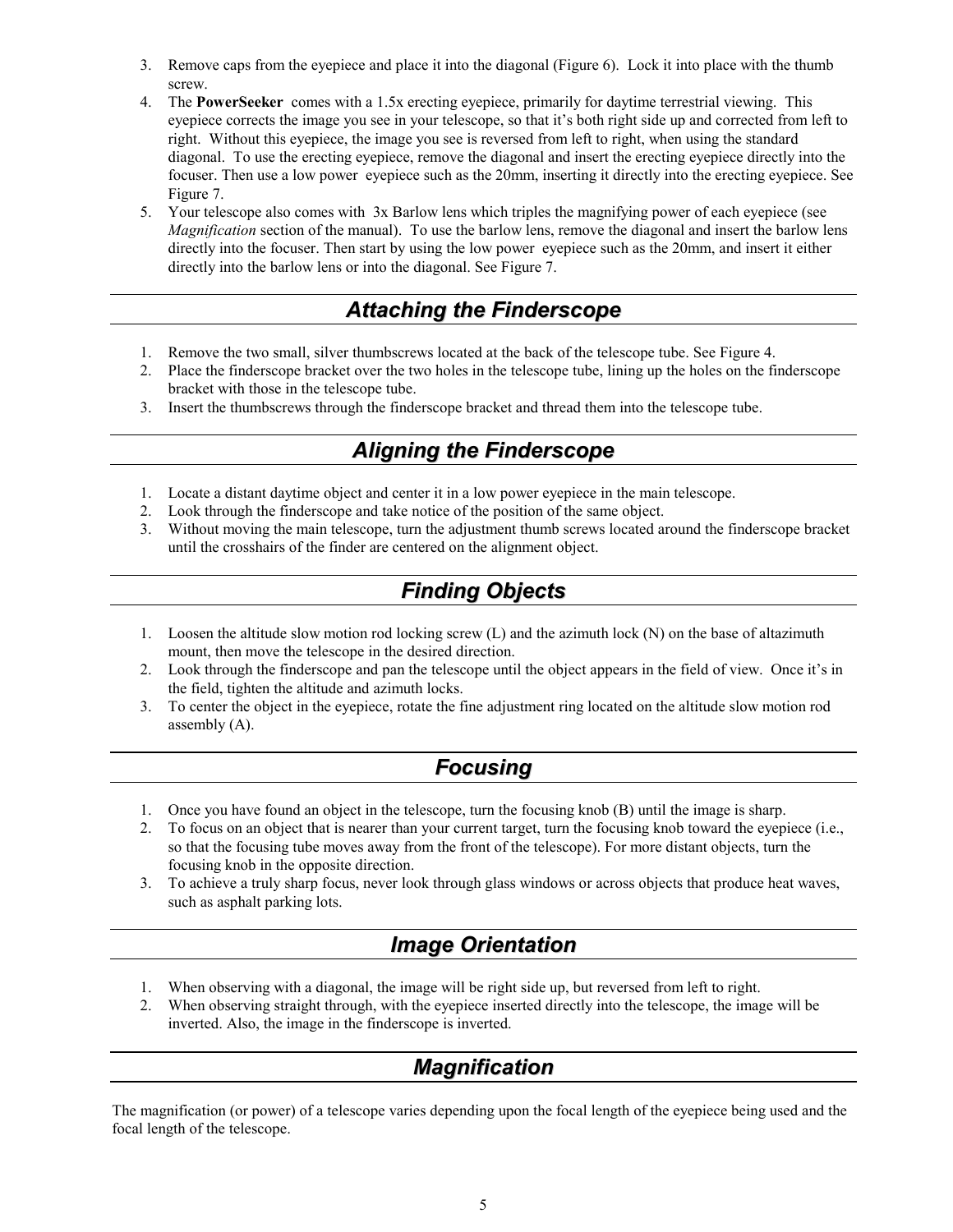3. Remove caps from the eyepiece and place it into the diagonal (Figure 6). Lock it into place with the thumb screw.
4. The **PowerSeeker** comes with a 1.5x erecting eyepiece, primarily for daytime terrestrial viewing. This eyepiece corrects the image you see in your telescope, so that it's both right side up and corrected from left to right. Without this eyepiece, the image you see is reversed from left to right, when using the standard diagonal. To use the erecting eyepiece, remove the diagonal and insert the erecting eyepiece directly into the focuser. Then use a low power eyepiece such as the 20mm, inserting it directly into the erecting eyepiece. See Figure 7.
5. Your telescope also comes with 3x Barlow lens which triples the magnifying power of each eyepiece (see *Magnification* section of the manual). To use the barlow lens, remove the diagonal and insert the barlow lens directly into the focuser. Then start by using the low power eyepiece such as the 20mm, and insert it either directly into the barlow lens or into the diagonal. See Figure 7.

## Attaching the Finderscope

1. Remove the two small, silver thumbscrews located at the back of the telescope tube. See Figure 4.
2. Place the finderscope bracket over the two holes in the telescope tube, lining up the holes on the finderscope bracket with those in the telescope tube.
3. Insert the thumbscrews through the finderscope bracket and thread them into the telescope tube.

## Aligning the Finderscope

1. Locate a distant daytime object and center it in a low power eyepiece in the main telescope.
2. Look through the finderscope and take notice of the position of the same object.
3. Without moving the main telescope, turn the adjustment thumb screws located around the finderscope bracket until the crosshairs of the finder are centered on the alignment object.

## Finding Objects

1. Loosen the altitude slow motion rod locking screw (L) and the azimuth lock (N) on the base of altazimuth mount, then move the telescope in the desired direction.
2. Look through the finderscope and pan the telescope until the object appears in the field of view. Once it's in the field, tighten the altitude and azimuth locks.
3. To center the object in the eyepiece, rotate the fine adjustment ring located on the altitude slow motion rod assembly (A).

## Focusing

1. Once you have found an object in the telescope, turn the focusing knob (B) until the image is sharp.
2. To focus on an object that is nearer than your current target, turn the focusing knob toward the eyepiece (i.e., so that the focusing tube moves away from the front of the telescope). For more distant objects, turn the focusing knob in the opposite direction.
3. To achieve a truly sharp focus, never look through glass windows or across objects that produce heat waves, such as asphalt parking lots.

## Image Orientation

1. When observing with a diagonal, the image will be right side up, but reversed from left to right.
2. When observing straight through, with the eyepiece inserted directly into the telescope, the image will be inverted. Also, the image in the finderscope is inverted.

## Magnification

The magnification (or power) of a telescope varies depending upon the focal length of the eyepiece being used and the focal length of the telescope.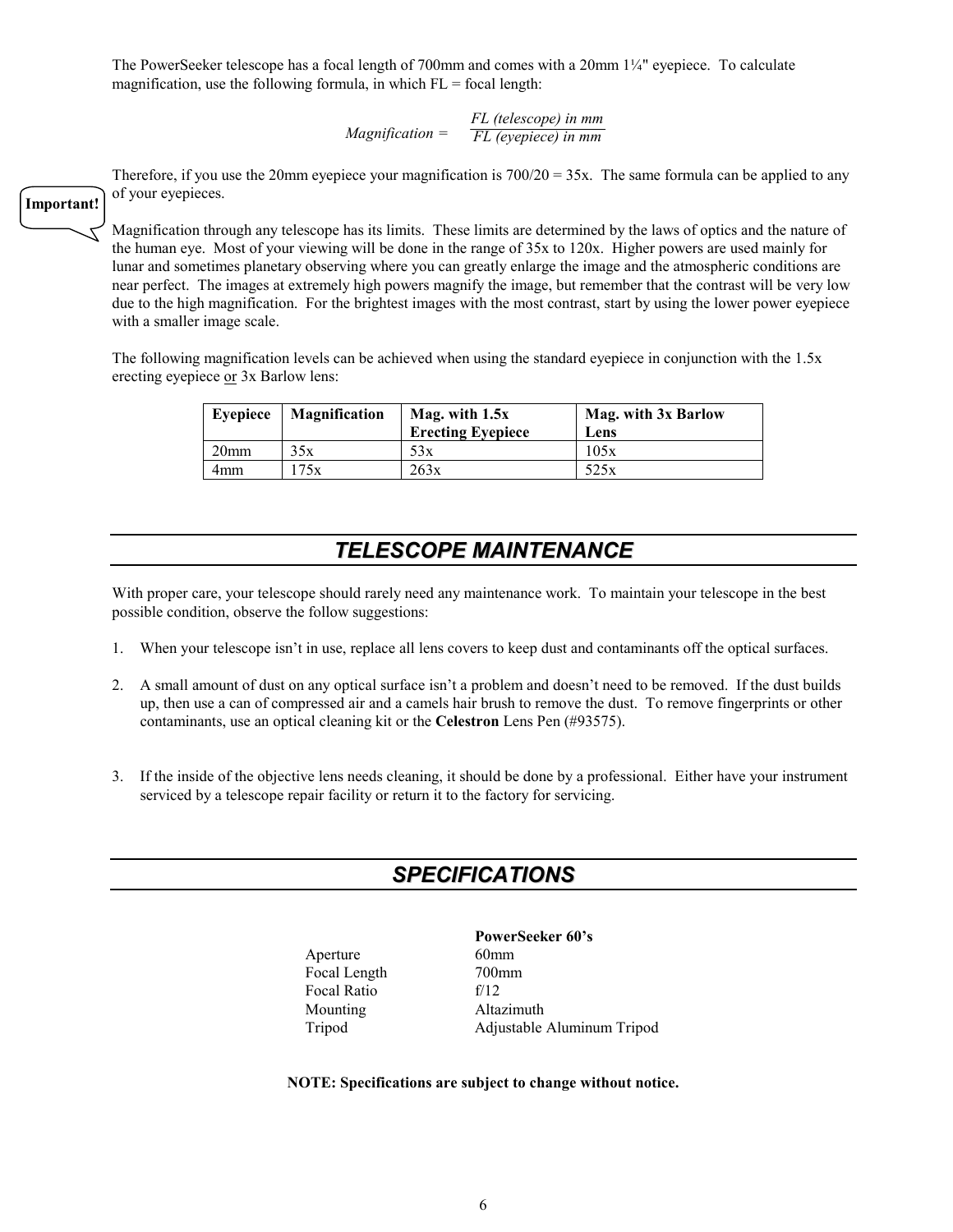The PowerSeeker telescope has a focal length of 700mm and comes with a 20mm 1¼" eyepiece. To calculate magnification, use the following formula, in which FL = focal length:

$$Magnification = \frac{FL\ (telescope)\ in\ mm}{FL\ (eyepiece)\ in\ mm}$$

Therefore, if you use the 20mm eyepiece your magnification is 700/20 = 35x. The same formula can be applied to any of your eyepieces.

**Important!**

Magnification through any telescope has its limits. These limits are determined by the laws of optics and the nature of the human eye. Most of your viewing will be done in the range of 35x to 120x. Higher powers are used mainly for lunar and sometimes planetary observing where you can greatly enlarge the image and the atmospheric conditions are near perfect. The images at extremely high powers magnify the image, but remember that the contrast will be very low due to the high magnification. For the brightest images with the most contrast, start by using the lower power eyepiece with a smaller image scale.

The following magnification levels can be achieved when using the standard eyepiece in conjunction with the 1.5x erecting eyepiece <u>or</u> 3x Barlow lens:

| Eyepiece | Magnification | Mag. with 1.5x Erecting Eyepiece | Mag. with 3x Barlow Lens |
|---|---|---|---|
| 20mm | 35x | 53x | 105x |
| 4mm | 175x | 263x | 525x |

## TELESCOPE MAINTENANCE

With proper care, your telescope should rarely need any maintenance work. To maintain your telescope in the best possible condition, observe the follow suggestions:

1. When your telescope isn't in use, replace all lens covers to keep dust and contaminants off the optical surfaces.

2. A small amount of dust on any optical surface isn't a problem and doesn't need to be removed. If the dust builds up, then use a can of compressed air and a camels hair brush to remove the dust. To remove fingerprints or other contaminants, use an optical cleaning kit or the **Celestron** Lens Pen (#93575).

3. If the inside of the objective lens needs cleaning, it should be done by a professional. Either have your instrument serviced by a telescope repair facility or return it to the factory for servicing.

## SPECIFICATIONS

| | PowerSeeker 60's |
|---|---|
| Aperture | 60mm |
| Focal Length | 700mm |
| Focal Ratio | f/12 |
| Mounting | Altazimuth |
| Tripod | Adjustable Aluminum Tripod |

**NOTE: Specifications are subject to change without notice.**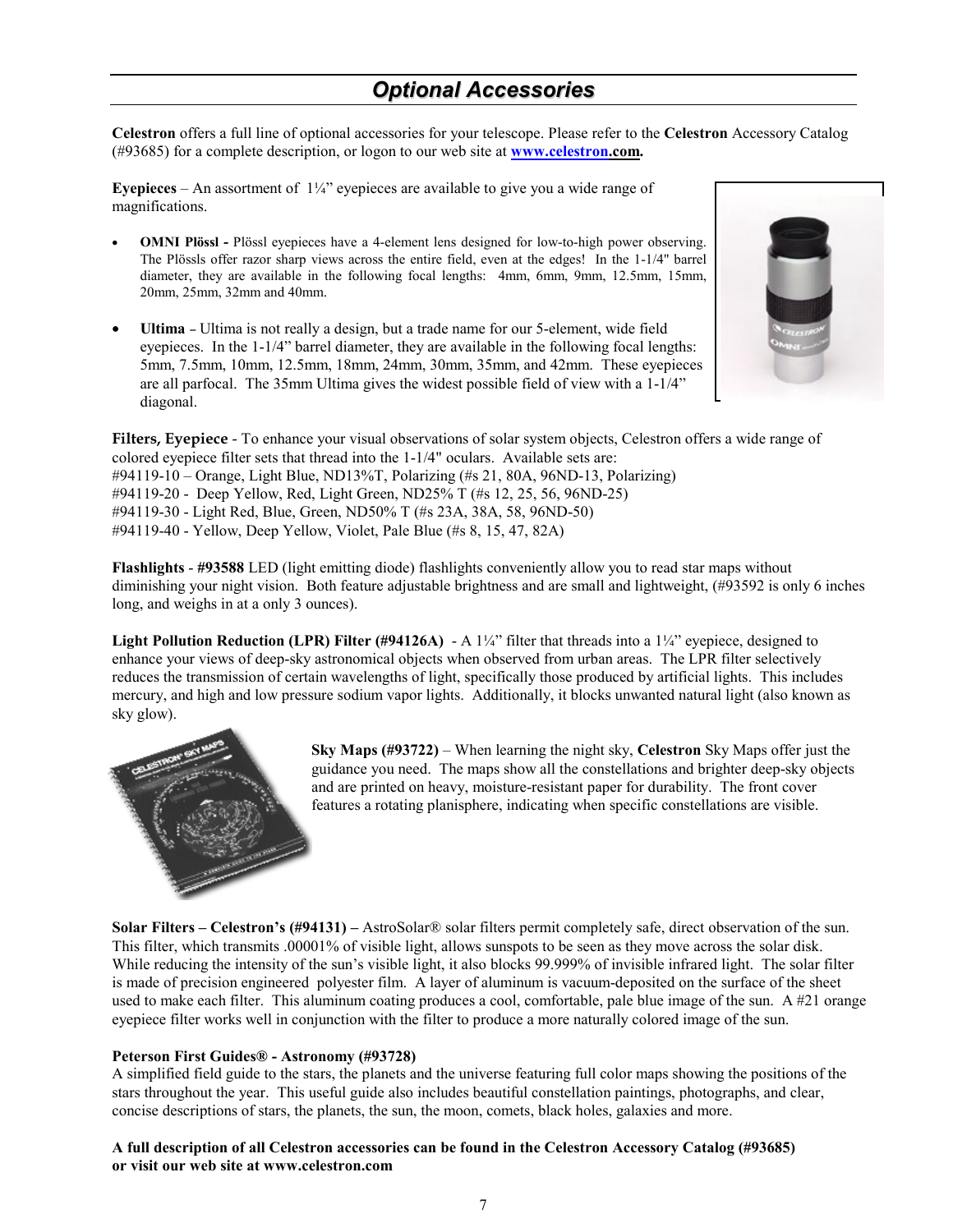# Optional Accessories

**Celestron** offers a full line of optional accessories for your telescope. Please refer to the **Celestron** Accessory Catalog (#93685) for a complete description, or logon to our web site at **www.celestron.com.**

**Eyepieces** – An assortment of 1¼" eyepieces are available to give you a wide range of magnifications.

- **OMNI Plössl -** Plössl eyepieces have a 4-element lens designed for low-to-high power observing. The Plössls offer razor sharp views across the entire field, even at the edges! In the 1-1/4" barrel diameter, they are available in the following focal lengths: 4mm, 6mm, 9mm, 12.5mm, 15mm, 20mm, 25mm, 32mm and 40mm.

- **Ultima** - Ultima is not really a design, but a trade name for our 5-element, wide field eyepieces. In the 1-1/4" barrel diameter, they are available in the following focal lengths: 5mm, 7.5mm, 10mm, 12.5mm, 18mm, 24mm, 30mm, 35mm, and 42mm. These eyepieces are all parfocal. The 35mm Ultima gives the widest possible field of view with a 1-1/4" diagonal.

**Filters, Eyepiece** - To enhance your visual observations of solar system objects, Celestron offers a wide range of colored eyepiece filter sets that thread into the 1-1/4" oculars. Available sets are:
#94119-10 – Orange, Light Blue, ND13%T, Polarizing (#s 21, 80A, 96ND-13, Polarizing)
#94119-20 - Deep Yellow, Red, Light Green, ND25% T (#s 12, 25, 56, 96ND-25)
#94119-30 - Light Red, Blue, Green, ND50% T (#s 23A, 38A, 58, 96ND-50)
#94119-40 - Yellow, Deep Yellow, Violet, Pale Blue (#s 8, 15, 47, 82A)

**Flashlights** - **#93588** LED (light emitting diode) flashlights conveniently allow you to read star maps without diminishing your night vision. Both feature adjustable brightness and are small and lightweight, (#93592 is only 6 inches long, and weighs in at a only 3 ounces).

**Light Pollution Reduction (LPR) Filter (#94126A)** - A 1¼" filter that threads into a 1¼" eyepiece, designed to enhance your views of deep-sky astronomical objects when observed from urban areas. The LPR filter selectively reduces the transmission of certain wavelengths of light, specifically those produced by artificial lights. This includes mercury, and high and low pressure sodium vapor lights. Additionally, it blocks unwanted natural light (also known as sky glow).

**Sky Maps (#93722)** – When learning the night sky, **Celestron** Sky Maps offer just the guidance you need. The maps show all the constellations and brighter deep-sky objects and are printed on heavy, moisture-resistant paper for durability. The front cover features a rotating planisphere, indicating when specific constellations are visible.

**Solar Filters – Celestron's (#94131) –** AstroSolar® solar filters permit completely safe, direct observation of the sun. This filter, which transmits .00001% of visible light, allows sunspots to be seen as they move across the solar disk. While reducing the intensity of the sun's visible light, it also blocks 99.999% of invisible infrared light. The solar filter is made of precision engineered polyester film. A layer of aluminum is vacuum-deposited on the surface of the sheet used to make each filter. This aluminum coating produces a cool, comfortable, pale blue image of the sun. A #21 orange eyepiece filter works well in conjunction with the filter to produce a more naturally colored image of the sun.

**Peterson First Guides® - Astronomy (#93728)**
A simplified field guide to the stars, the planets and the universe featuring full color maps showing the positions of the stars throughout the year. This useful guide also includes beautiful constellation paintings, photographs, and clear, concise descriptions of stars, the planets, the sun, the moon, comets, black holes, galaxies and more.

**A full description of all Celestron accessories can be found in the Celestron Accessory Catalog (#93685) or visit our web site at www.celestron.com**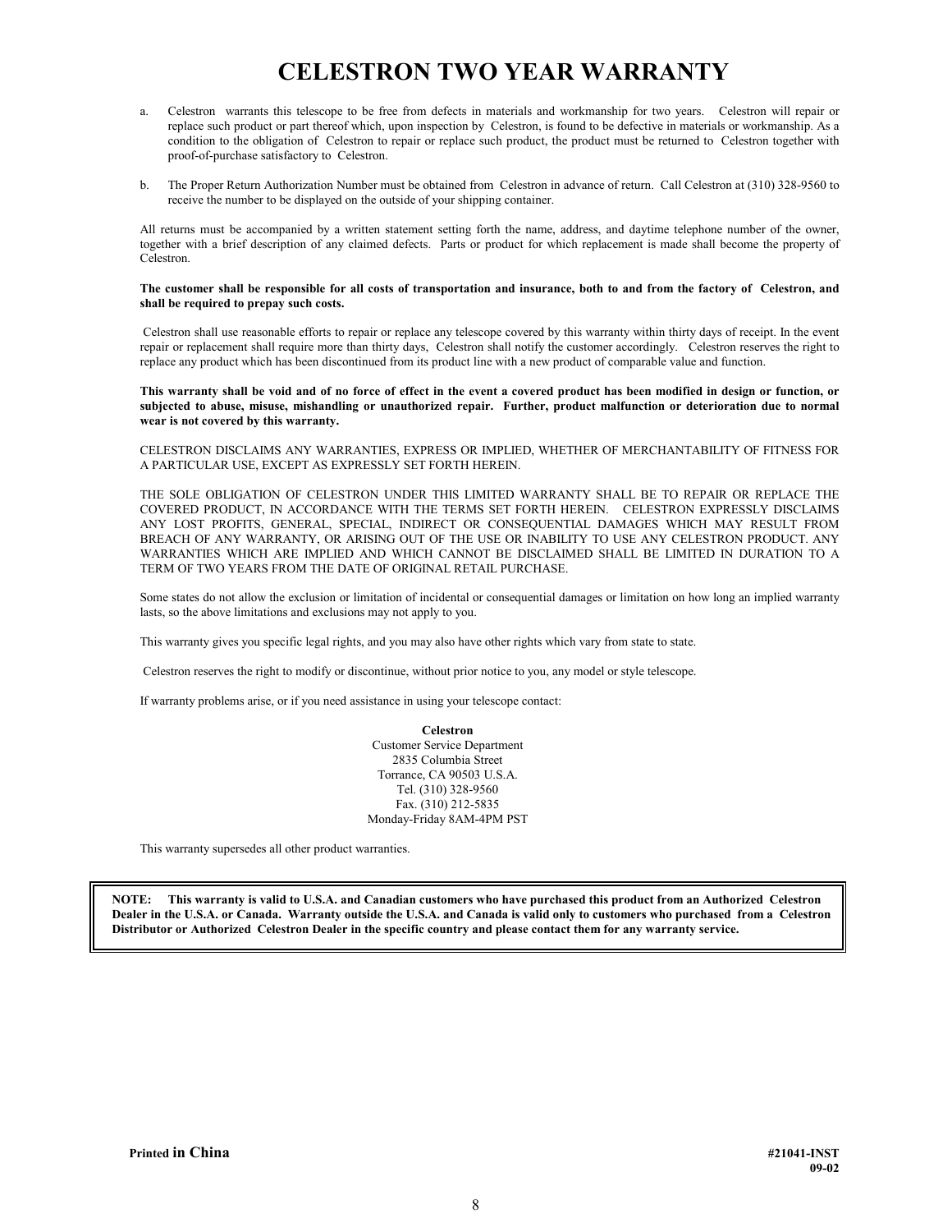# CELESTRON TWO YEAR WARRANTY

a. Celestron warrants this telescope to be free from defects in materials and workmanship for two years. Celestron will repair or replace such product or part thereof which, upon inspection by Celestron, is found to be defective in materials or workmanship. As a condition to the obligation of Celestron to repair or replace such product, the product must be returned to Celestron together with proof-of-purchase satisfactory to Celestron.

b. The Proper Return Authorization Number must be obtained from Celestron in advance of return. Call Celestron at (310) 328-9560 to receive the number to be displayed on the outside of your shipping container.

All returns must be accompanied by a written statement setting forth the name, address, and daytime telephone number of the owner, together with a brief description of any claimed defects. Parts or product for which replacement is made shall become the property of Celestron.

**The customer shall be responsible for all costs of transportation and insurance, both to and from the factory of Celestron, and shall be required to prepay such costs.**

Celestron shall use reasonable efforts to repair or replace any telescope covered by this warranty within thirty days of receipt. In the event repair or replacement shall require more than thirty days, Celestron shall notify the customer accordingly. Celestron reserves the right to replace any product which has been discontinued from its product line with a new product of comparable value and function.

**This warranty shall be void and of no force of effect in the event a covered product has been modified in design or function, or subjected to abuse, misuse, mishandling or unauthorized repair. Further, product malfunction or deterioration due to normal wear is not covered by this warranty.**

CELESTRON DISCLAIMS ANY WARRANTIES, EXPRESS OR IMPLIED, WHETHER OF MERCHANTABILITY OF FITNESS FOR A PARTICULAR USE, EXCEPT AS EXPRESSLY SET FORTH HEREIN.

THE SOLE OBLIGATION OF CELESTRON UNDER THIS LIMITED WARRANTY SHALL BE TO REPAIR OR REPLACE THE COVERED PRODUCT, IN ACCORDANCE WITH THE TERMS SET FORTH HEREIN. CELESTRON EXPRESSLY DISCLAIMS ANY LOST PROFITS, GENERAL, SPECIAL, INDIRECT OR CONSEQUENTIAL DAMAGES WHICH MAY RESULT FROM BREACH OF ANY WARRANTY, OR ARISING OUT OF THE USE OR INABILITY TO USE ANY CELESTRON PRODUCT. ANY WARRANTIES WHICH ARE IMPLIED AND WHICH CANNOT BE DISCLAIMED SHALL BE LIMITED IN DURATION TO A TERM OF TWO YEARS FROM THE DATE OF ORIGINAL RETAIL PURCHASE.

Some states do not allow the exclusion or limitation of incidental or consequential damages or limitation on how long an implied warranty lasts, so the above limitations and exclusions may not apply to you.

This warranty gives you specific legal rights, and you may also have other rights which vary from state to state.

Celestron reserves the right to modify or discontinue, without prior notice to you, any model or style telescope.

If warranty problems arise, or if you need assistance in using your telescope contact:

**Celestron**
Customer Service Department
2835 Columbia Street
Torrance, CA 90503 U.S.A.
Tel. (310) 328-9560
Fax. (310) 212-5835
Monday-Friday 8AM-4PM PST

This warranty supersedes all other product warranties.

**NOTE: This warranty is valid to U.S.A. and Canadian customers who have purchased this product from an Authorized Celestron Dealer in the U.S.A. or Canada. Warranty outside the U.S.A. and Canada is valid only to customers who purchased from a Celestron Distributor or Authorized Celestron Dealer in the specific country and please contact them for any warranty service.**

Printed **in China**

**#21041-INST**
**09-02**